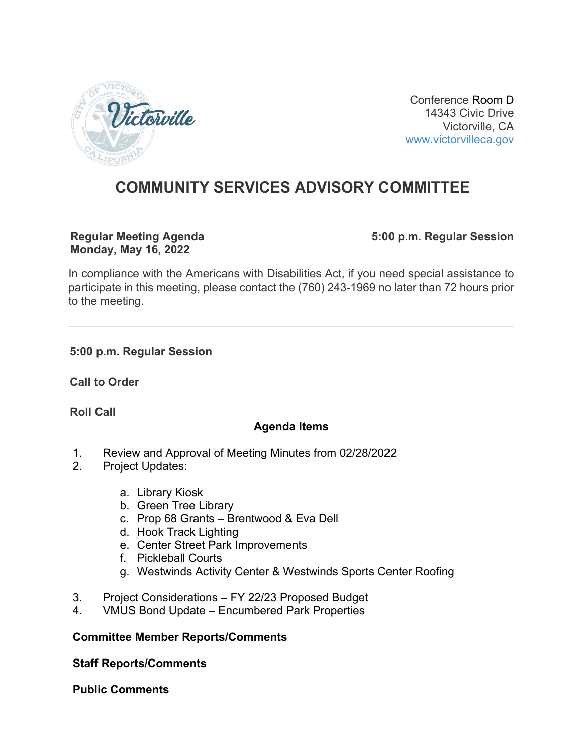Conference Room D
14343 Civic Drive
Victorville, CA
www.victorvilleca.gov

# COMMUNITY SERVICES ADVISORY COMMITTEE

**Regular Meeting Agenda**
**Monday, May 16, 2022**

**5:00 p.m. Regular Session**

In compliance with the Americans with Disabilities Act, if you need special assistance to participate in this meeting, please contact the (760) 243-1969 no later than 72 hours prior to the meeting.

---

**5:00 p.m. Regular Session**

**Call to Order**

**Roll Call**

**Agenda Items**

1. Review and Approval of Meeting Minutes from 02/28/2022
2. Project Updates:
   a. Library Kiosk
   b. Green Tree Library
   c. Prop 68 Grants – Brentwood & Eva Dell
   d. Hook Track Lighting
   e. Center Street Park Improvements
   f. Pickleball Courts
   g. Westwinds Activity Center & Westwinds Sports Center Roofing
3. Project Considerations – FY 22/23 Proposed Budget
4. VMUS Bond Update – Encumbered Park Properties

**Committee Member Reports/Comments**

**Staff Reports/Comments**

**Public Comments**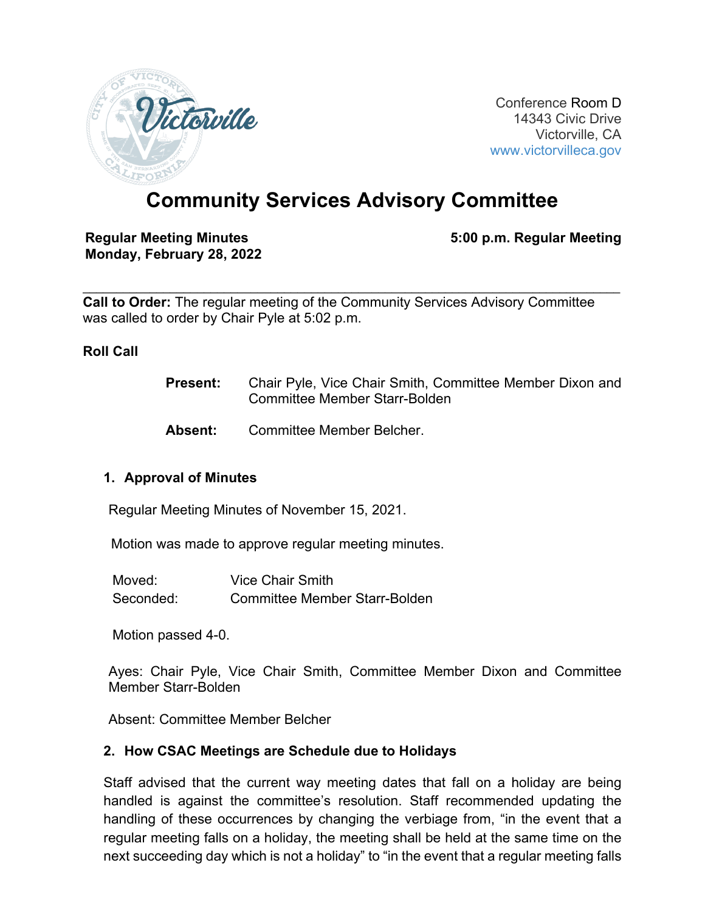Conference Room D
14343 Civic Drive
Victorville, CA
www.victorvilleca.gov

# Community Services Advisory Committee

**Regular Meeting Minutes**
**Monday, February 28, 2022**

**5:00 p.m. Regular Meeting**

---

**Call to Order:** The regular meeting of the Community Services Advisory Committee was called to order by Chair Pyle at 5:02 p.m.

**Roll Call**

**Present:** Chair Pyle, Vice Chair Smith, Committee Member Dixon and Committee Member Starr-Bolden

**Absent:** Committee Member Belcher.

## 1. Approval of Minutes

Regular Meeting Minutes of November 15, 2021.

Motion was made to approve regular meeting minutes.

Moved: Vice Chair Smith
Seconded: Committee Member Starr-Bolden

Motion passed 4-0.

Ayes: Chair Pyle, Vice Chair Smith, Committee Member Dixon and Committee Member Starr-Bolden

Absent: Committee Member Belcher

## 2. How CSAC Meetings are Schedule due to Holidays

Staff advised that the current way meeting dates that fall on a holiday are being handled is against the committee's resolution. Staff recommended updating the handling of these occurrences by changing the verbiage from, "in the event that a regular meeting falls on a holiday, the meeting shall be held at the same time on the next succeeding day which is not a holiday" to "in the event that a regular meeting falls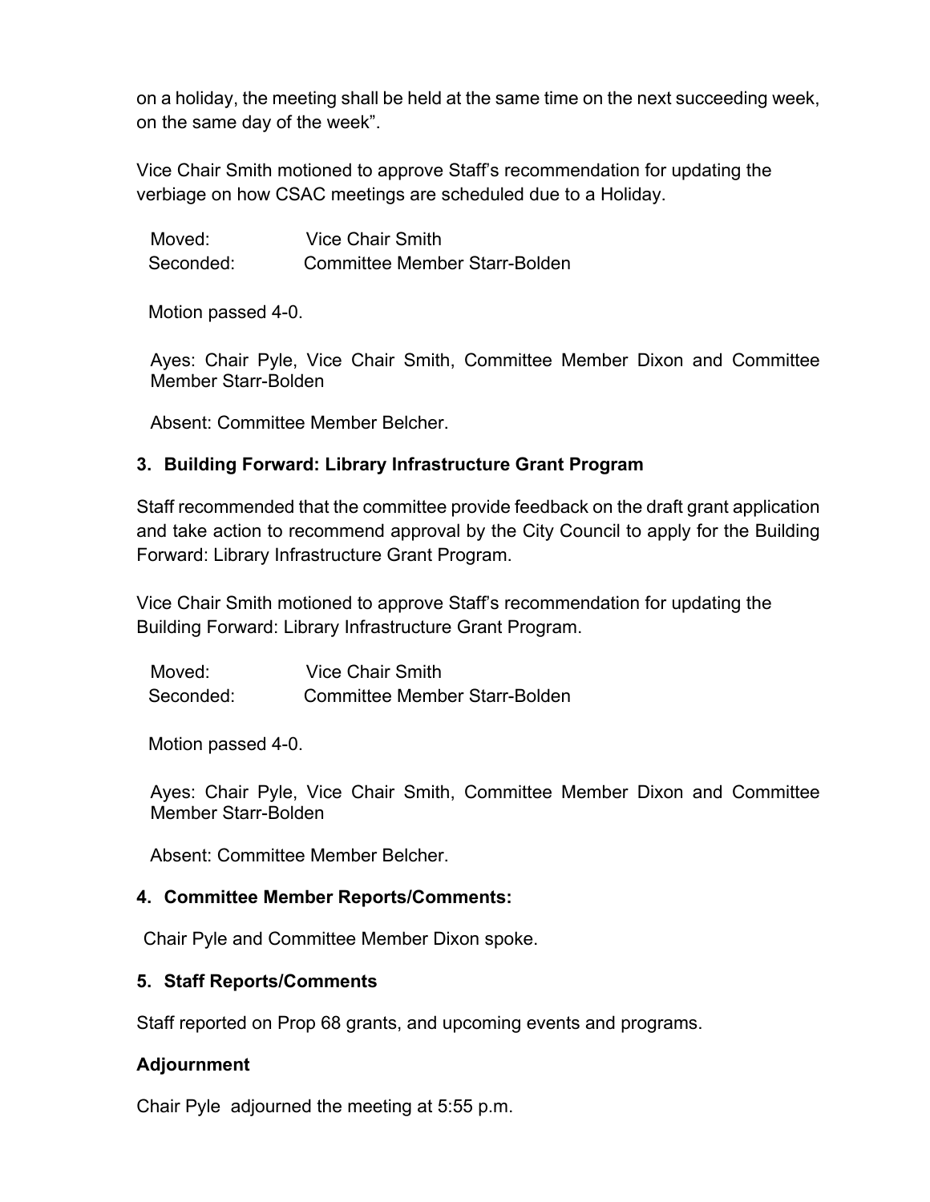on a holiday, the meeting shall be held at the same time on the next succeeding week, on the same day of the week".

Vice Chair Smith motioned to approve Staff's recommendation for updating the verbiage on how CSAC meetings are scheduled due to a Holiday.

| | |
|---|---|
| Moved: | Vice Chair Smith |
| Seconded: | Committee Member Starr-Bolden |

Motion passed 4-0.

Ayes: Chair Pyle, Vice Chair Smith, Committee Member Dixon and Committee Member Starr-Bolden

Absent: Committee Member Belcher.

**3. Building Forward: Library Infrastructure Grant Program**

Staff recommended that the committee provide feedback on the draft grant application and take action to recommend approval by the City Council to apply for the Building Forward: Library Infrastructure Grant Program.

Vice Chair Smith motioned to approve Staff's recommendation for updating the Building Forward: Library Infrastructure Grant Program.

| | |
|---|---|
| Moved: | Vice Chair Smith |
| Seconded: | Committee Member Starr-Bolden |

Motion passed 4-0.

Ayes: Chair Pyle, Vice Chair Smith, Committee Member Dixon and Committee Member Starr-Bolden

Absent: Committee Member Belcher.

**4. Committee Member Reports/Comments:**

Chair Pyle and Committee Member Dixon spoke.

**5. Staff Reports/Comments**

Staff reported on Prop 68 grants, and upcoming events and programs.

**Adjournment**

Chair Pyle adjourned the meeting at 5:55 p.m.